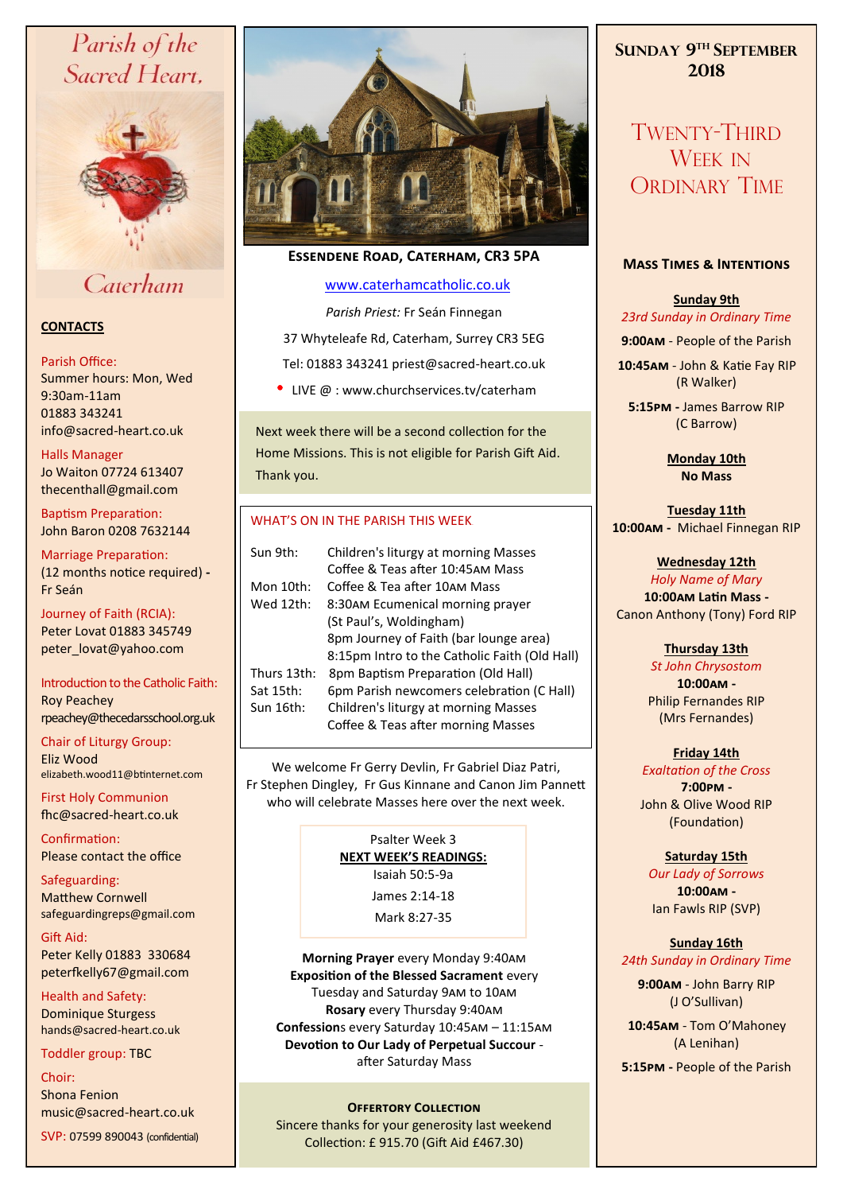# Parish of the Sacred Heart, Caterham

## CONTACTS

Parish Office:
Summer hours: Mon, Wed 9:30am-11am
01883 343241
info@sacred-heart.co.uk

Halls Manager
Jo Waiton 07724 613407
thecenthall@gmail.com

Baptism Preparation:
John Baron 0208 7632144

Marriage Preparation:
(12 months notice required) - Fr Seán

Journey of Faith (RCIA):
Peter Lovat 01883 345749
peter_lovat@yahoo.com

Introduction to the Catholic Faith:
Roy Peachey
rpeachey@thecedarsschool.org.uk

Chair of Liturgy Group:
Eliz Wood
elizabeth.wood11@btinternet.com

First Holy Communion
fhc@sacred-heart.co.uk

Confirmation:
Please contact the office

Safeguarding:
Matthew Cornwell
safeguardingreps@gmail.com

Gift Aid:
Peter Kelly 01883 330684
peterfkelly67@gmail.com

Health and Safety:
Dominique Sturgess
hands@sacred-heart.co.uk

Toddler group: TBC

Choir:
Shona Fenion
music@sacred-heart.co.uk

SVP: 07599 890043 (confidential)

---

**ESSENDENE ROAD, CATERHAM, CR3 5PA**

www.caterhamcatholic.co.uk

*Parish Priest:* Fr Seán Finnegan

37 Whyteleafe Rd, Caterham, Surrey CR3 5EG

Tel: 01883 343241 priest@sacred-heart.co.uk

- LIVE @ : www.churchservices.tv/caterham

Next week there will be a second collection for the Home Missions. This is not eligible for Parish Gift Aid. Thank you.

### WHAT'S ON IN THE PARISH THIS WEEK

| | |
|---|---|
| Sun 9th: | Children's liturgy at morning Masses<br>Coffee & Teas after 10:45AM Mass |
| Mon 10th: | Coffee & Tea after 10AM Mass |
| Wed 12th: | 8:30AM Ecumenical morning prayer (St Paul's, Woldingham)<br>8pm Journey of Faith (bar lounge area)<br>8:15pm Intro to the Catholic Faith (Old Hall) |
| Thurs 13th: | 8pm Baptism Preparation (Old Hall) |
| Sat 15th: | 6pm Parish newcomers celebration (C Hall) |
| Sun 16th: | Children's liturgy at morning Masses<br>Coffee & Teas after morning Masses |

We welcome Fr Gerry Devlin, Fr Gabriel Diaz Patri, Fr Stephen Dingley, Fr Gus Kinnane and Canon Jim Pannett who will celebrate Masses here over the next week.

Psalter Week 3

**NEXT WEEK'S READINGS:**

Isaiah 50:5-9a

James 2:14-18

Mark 8:27-35

**Morning Prayer** every Monday 9:40AM
**Exposition of the Blessed Sacrament** every Tuesday and Saturday 9AM to 10AM
**Rosary** every Thursday 9:40AM
**Confessions** every Saturday 10:45AM – 11:15AM
**Devotion to Our Lady of Perpetual Succour** - after Saturday Mass

**OFFERTORY COLLECTION**
Sincere thanks for your generosity last weekend
Collection: £ 915.70 (Gift Aid £467.30)

---

## SUNDAY 9TH SEPTEMBER 2018

# TWENTY-THIRD WEEK IN ORDINARY TIME

### MASS TIMES & INTENTIONS

**Sunday 9th**
*23rd Sunday in Ordinary Time*
**9:00AM** - People of the Parish
**10:45AM** - John & Katie Fay RIP (R Walker)
**5:15PM** - James Barrow RIP (C Barrow)

**Monday 10th**
**No Mass**

**Tuesday 11th**
**10:00AM** - Michael Finnegan RIP

**Wednesday 12th**
*Holy Name of Mary*
**10:00AM Latin Mass** - Canon Anthony (Tony) Ford RIP

**Thursday 13th**
*St John Chrysostom*
**10:00AM** - Philip Fernandes RIP (Mrs Fernandes)

**Friday 14th**
*Exaltation of the Cross*
**7:00PM** - John & Olive Wood RIP (Foundation)

**Saturday 15th**
*Our Lady of Sorrows*
**10:00AM** - Ian Fawls RIP (SVP)

**Sunday 16th**
*24th Sunday in Ordinary Time*
**9:00AM** - John Barry RIP (J O'Sullivan)
**10:45AM** - Tom O'Mahoney (A Lenihan)
**5:15PM** - People of the Parish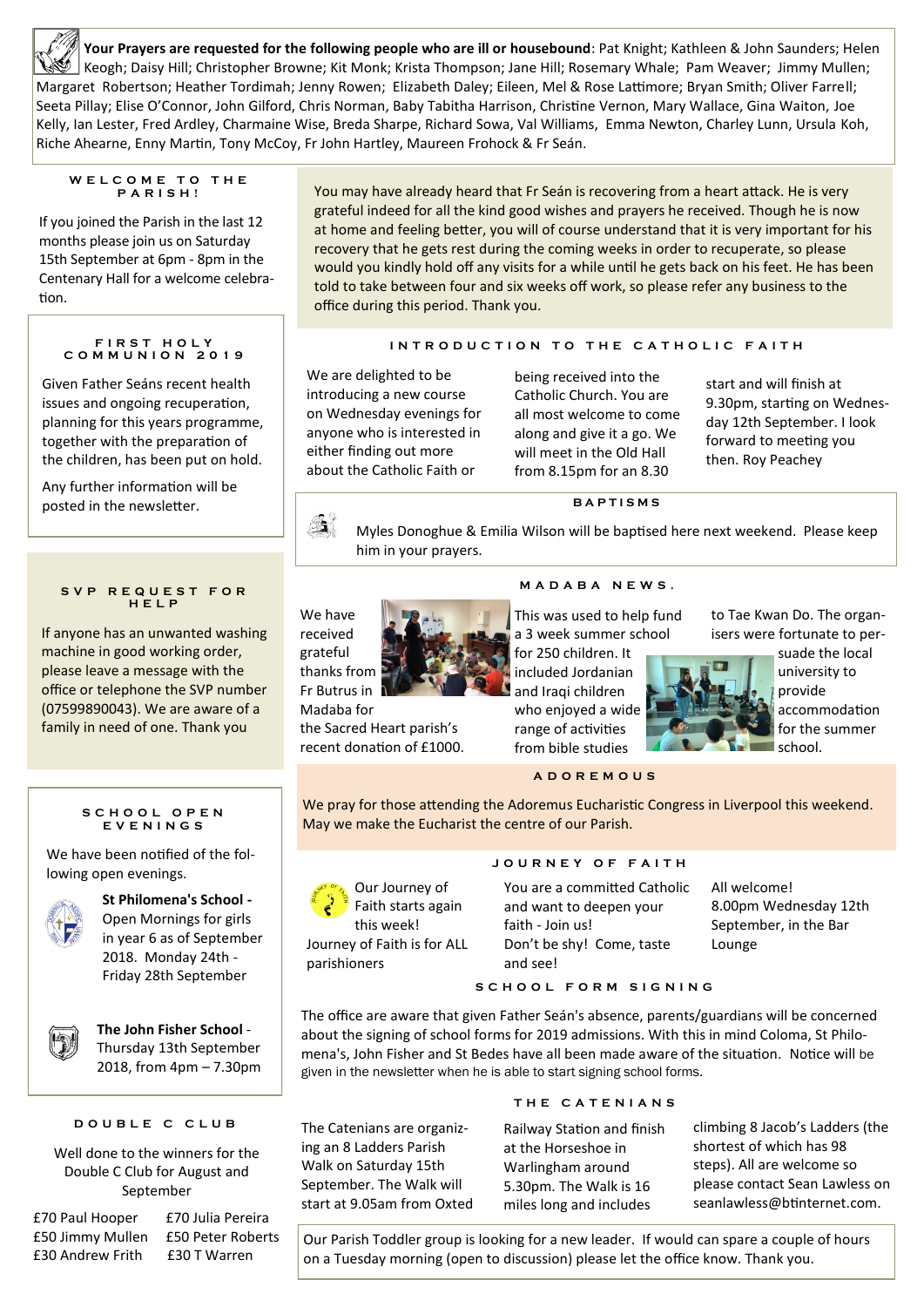**Your Prayers are requested for the following people who are ill or housebound**: Pat Knight; Kathleen & John Saunders; Helen Keogh; Daisy Hill; Christopher Browne; Kit Monk; Krista Thompson; Jane Hill; Rosemary Whale; Pam Weaver; Jimmy Mullen; Margaret Robertson; Heather Tordimah; Jenny Rowen; Elizabeth Daley; Eileen, Mel & Rose Lattimore; Bryan Smith; Oliver Farrell; Seeta Pillay; Elise O'Connor, John Gilford, Chris Norman, Baby Tabitha Harrison, Christine Vernon, Mary Wallace, Gina Waiton, Joe Kelly, Ian Lester, Fred Ardley, Charmaine Wise, Breda Sharpe, Richard Sowa, Val Williams, Emma Newton, Charley Lunn, Ursula Koh, Riche Ahearne, Enny Martin, Tony McCoy, Fr John Hartley, Maureen Frohock & Fr Seán.

## WELCOME TO THE PARISH!

If you joined the Parish in the last 12 months please join us on Saturday 15th September at 6pm - 8pm in the Centenary Hall for a welcome celebration.

## FIRST HOLY COMMUNION 2019

Given Father Seáns recent health issues and ongoing recuperation, planning for this years programme, together with the preparation of the children, has been put on hold.

Any further information will be posted in the newsletter.

## SVP REQUEST FOR HELP

If anyone has an unwanted washing machine in good working order, please leave a message with the office or telephone the SVP number (07599890043). We are aware of a family in need of one. Thank you

## SCHOOL OPEN EVENINGS

We have been notified of the following open evenings.

**St Philomena's School -** Open Mornings for girls in year 6 as of September 2018. Monday 24th - Friday 28th September

**The John Fisher School** - Thursday 13th September 2018, from 4pm – 7.30pm

## DOUBLE C CLUB

Well done to the winners for the Double C Club for August and September

| | |
|---|---|
| £70 Paul Hooper | £70 Julia Pereira |
| £50 Jimmy Mullen | £50 Peter Roberts |
| £30 Andrew Frith | £30 T Warren |

You may have already heard that Fr Seán is recovering from a heart attack. He is very grateful indeed for all the kind good wishes and prayers he received. Though he is now at home and feeling better, you will of course understand that it is very important for his recovery that he gets rest during the coming weeks in order to recuperate, so please would you kindly hold off any visits for a while until he gets back on his feet. He has been told to take between four and six weeks off work, so please refer any business to the office during this period. Thank you.

## INTRODUCTION TO THE CATHOLIC FAITH

We are delighted to be introducing a new course on Wednesday evenings for anyone who is interested in either finding out more about the Catholic Faith or being received into the Catholic Church. You are all most welcome to come along and give it a go. We will meet in the Old Hall from 8.15pm for an 8.30 start and will finish at 9.30pm, starting on Wednesday 12th September. I look forward to meeting you then. Roy Peachey

## BAPTISMS

Myles Donoghue & Emilia Wilson will be baptised here next weekend. Please keep him in your prayers.

## MADABA NEWS.

We have received grateful thanks from Fr Butrus in Madaba for the Sacred Heart parish's recent donation of £1000. This was used to help fund a 3 week summer school for 250 children. It included Jordanian and Iraqi children who enjoyed a wide range of activities from bible studies to Tae Kwan Do. The organisers were fortunate to persuade the local university to provide accommodation for the summer school.

## ADOREMOUS

We pray for those attending the Adoremus Eucharistic Congress in Liverpool this weekend. May we make the Eucharist the centre of our Parish.

## JOURNEY OF FAITH

Our Journey of Faith starts again this week! Journey of Faith is for ALL parishioners

You are a committed Catholic and want to deepen your faith - Join us! Don't be shy! Come, taste and see!

All welcome! 8.00pm Wednesday 12th September, in the Bar Lounge

## SCHOOL FORM SIGNING

The office are aware that given Father Seán's absence, parents/guardians will be concerned about the signing of school forms for 2019 admissions. With this in mind Coloma, St Philomena's, John Fisher and St Bedes have all been made aware of the situation. Notice will be given in the newsletter when he is able to start signing school forms.

## THE CATENIANS

The Catenians are organizing an 8 Ladders Parish Walk on Saturday 15th September. The Walk will start at 9.05am from Oxted Railway Station and finish at the Horseshoe in Warlingham around 5.30pm. The Walk is 16 miles long and includes climbing 8 Jacob's Ladders (the shortest of which has 98 steps). All are welcome so please contact Sean Lawless on seanlawless@btinternet.com.

Our Parish Toddler group is looking for a new leader. If would can spare a couple of hours on a Tuesday morning (open to discussion) please let the office know. Thank you.